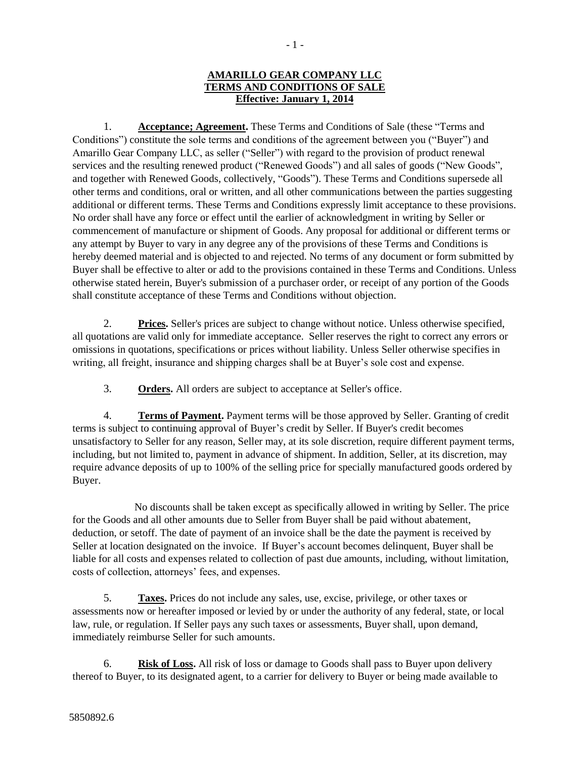# AMARILLO GEAR COMPANY LLC
# TERMS AND CONDITIONS OF SALE
## Effective: January 1, 2014

1. **Acceptance; Agreement.** These Terms and Conditions of Sale (these "Terms and Conditions") constitute the sole terms and conditions of the agreement between you ("Buyer") and Amarillo Gear Company LLC, as seller ("Seller") with regard to the provision of product renewal services and the resulting renewed product ("Renewed Goods") and all sales of goods ("New Goods", and together with Renewed Goods, collectively, "Goods"). These Terms and Conditions supersede all other terms and conditions, oral or written, and all other communications between the parties suggesting additional or different terms. These Terms and Conditions expressly limit acceptance to these provisions. No order shall have any force or effect until the earlier of acknowledgment in writing by Seller or commencement of manufacture or shipment of Goods. Any proposal for additional or different terms or any attempt by Buyer to vary in any degree any of the provisions of these Terms and Conditions is hereby deemed material and is objected to and rejected. No terms of any document or form submitted by Buyer shall be effective to alter or add to the provisions contained in these Terms and Conditions. Unless otherwise stated herein, Buyer's submission of a purchaser order, or receipt of any portion of the Goods shall constitute acceptance of these Terms and Conditions without objection.

2. **Prices.** Seller's prices are subject to change without notice. Unless otherwise specified, all quotations are valid only for immediate acceptance. Seller reserves the right to correct any errors or omissions in quotations, specifications or prices without liability. Unless Seller otherwise specifies in writing, all freight, insurance and shipping charges shall be at Buyer's sole cost and expense.

3. **Orders.** All orders are subject to acceptance at Seller's office.

4. **Terms of Payment.** Payment terms will be those approved by Seller. Granting of credit terms is subject to continuing approval of Buyer's credit by Seller. If Buyer's credit becomes unsatisfactory to Seller for any reason, Seller may, at its sole discretion, require different payment terms, including, but not limited to, payment in advance of shipment. In addition, Seller, at its discretion, may require advance deposits of up to 100% of the selling price for specially manufactured goods ordered by Buyer.

   No discounts shall be taken except as specifically allowed in writing by Seller. The price for the Goods and all other amounts due to Seller from Buyer shall be paid without abatement, deduction, or setoff. The date of payment of an invoice shall be the date the payment is received by Seller at location designated on the invoice. If Buyer's account becomes delinquent, Buyer shall be liable for all costs and expenses related to collection of past due amounts, including, without limitation, costs of collection, attorneys' fees, and expenses.

5. **Taxes.** Prices do not include any sales, use, excise, privilege, or other taxes or assessments now or hereafter imposed or levied by or under the authority of any federal, state, or local law, rule, or regulation. If Seller pays any such taxes or assessments, Buyer shall, upon demand, immediately reimburse Seller for such amounts.

6. **Risk of Loss.** All risk of loss or damage to Goods shall pass to Buyer upon delivery thereof to Buyer, to its designated agent, to a carrier for delivery to Buyer or being made available to

5850892.6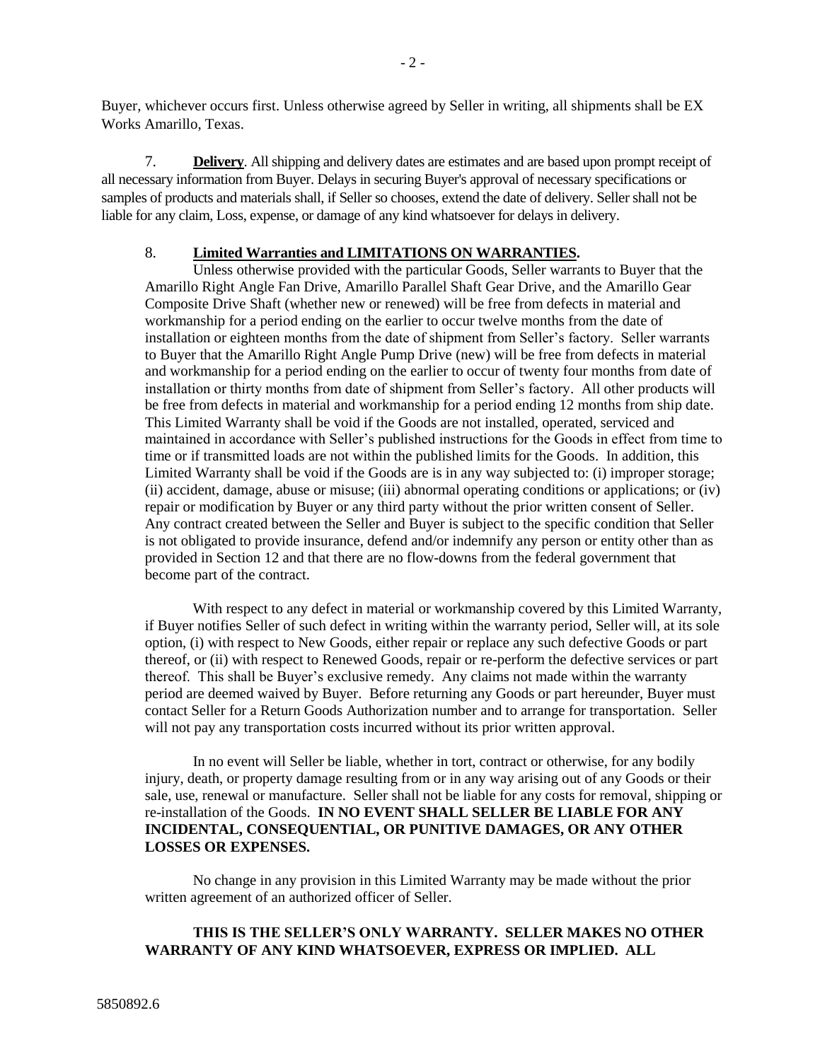Buyer, whichever occurs first. Unless otherwise agreed by Seller in writing, all shipments shall be EX Works Amarillo, Texas.

7. **Delivery**. All shipping and delivery dates are estimates and are based upon prompt receipt of all necessary information from Buyer. Delays in securing Buyer's approval of necessary specifications or samples of products and materials shall, if Seller so chooses, extend the date of delivery. Seller shall not be liable for any claim, Loss, expense, or damage of any kind whatsoever for delays in delivery.

8. **Limited Warranties and LIMITATIONS ON WARRANTIES.**

Unless otherwise provided with the particular Goods, Seller warrants to Buyer that the Amarillo Right Angle Fan Drive, Amarillo Parallel Shaft Gear Drive, and the Amarillo Gear Composite Drive Shaft (whether new or renewed) will be free from defects in material and workmanship for a period ending on the earlier to occur twelve months from the date of installation or eighteen months from the date of shipment from Seller's factory. Seller warrants to Buyer that the Amarillo Right Angle Pump Drive (new) will be free from defects in material and workmanship for a period ending on the earlier to occur of twenty four months from date of installation or thirty months from date of shipment from Seller's factory. All other products will be free from defects in material and workmanship for a period ending 12 months from ship date. This Limited Warranty shall be void if the Goods are not installed, operated, serviced and maintained in accordance with Seller's published instructions for the Goods in effect from time to time or if transmitted loads are not within the published limits for the Goods. In addition, this Limited Warranty shall be void if the Goods are is in any way subjected to: (i) improper storage; (ii) accident, damage, abuse or misuse; (iii) abnormal operating conditions or applications; or (iv) repair or modification by Buyer or any third party without the prior written consent of Seller. Any contract created between the Seller and Buyer is subject to the specific condition that Seller is not obligated to provide insurance, defend and/or indemnify any person or entity other than as provided in Section 12 and that there are no flow-downs from the federal government that become part of the contract.

With respect to any defect in material or workmanship covered by this Limited Warranty, if Buyer notifies Seller of such defect in writing within the warranty period, Seller will, at its sole option, (i) with respect to New Goods, either repair or replace any such defective Goods or part thereof, or (ii) with respect to Renewed Goods, repair or re-perform the defective services or part thereof. This shall be Buyer's exclusive remedy. Any claims not made within the warranty period are deemed waived by Buyer. Before returning any Goods or part hereunder, Buyer must contact Seller for a Return Goods Authorization number and to arrange for transportation. Seller will not pay any transportation costs incurred without its prior written approval.

In no event will Seller be liable, whether in tort, contract or otherwise, for any bodily injury, death, or property damage resulting from or in any way arising out of any Goods or their sale, use, renewal or manufacture. Seller shall not be liable for any costs for removal, shipping or re-installation of the Goods. **IN NO EVENT SHALL SELLER BE LIABLE FOR ANY INCIDENTAL, CONSEQUENTIAL, OR PUNITIVE DAMAGES, OR ANY OTHER LOSSES OR EXPENSES.**

No change in any provision in this Limited Warranty may be made without the prior written agreement of an authorized officer of Seller.

**THIS IS THE SELLER'S ONLY WARRANTY. SELLER MAKES NO OTHER WARRANTY OF ANY KIND WHATSOEVER, EXPRESS OR IMPLIED. ALL**

5850892.6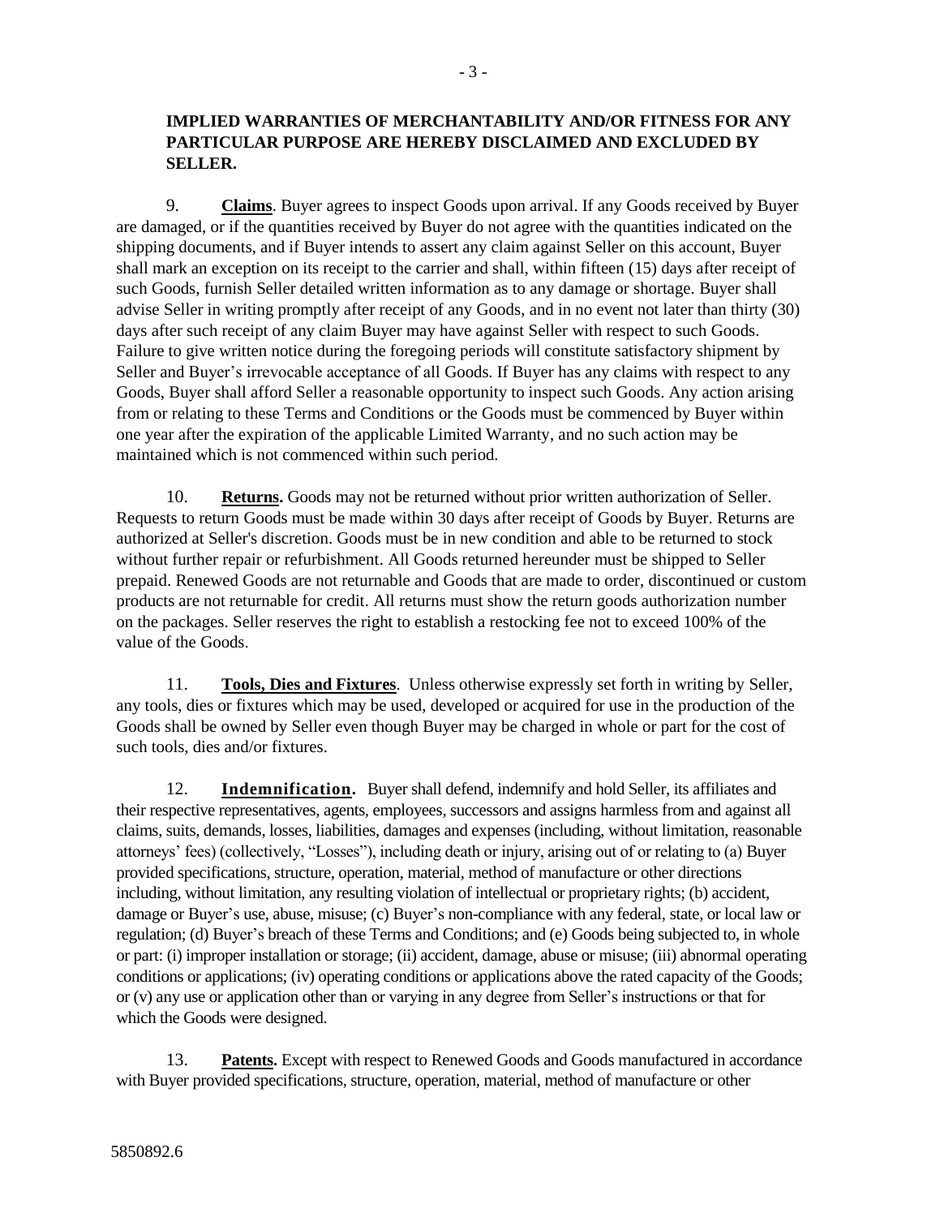**IMPLIED WARRANTIES OF MERCHANTABILITY AND/OR FITNESS FOR ANY PARTICULAR PURPOSE ARE HEREBY DISCLAIMED AND EXCLUDED BY SELLER.**

9. **Claims**. Buyer agrees to inspect Goods upon arrival. If any Goods received by Buyer are damaged, or if the quantities received by Buyer do not agree with the quantities indicated on the shipping documents, and if Buyer intends to assert any claim against Seller on this account, Buyer shall mark an exception on its receipt to the carrier and shall, within fifteen (15) days after receipt of such Goods, furnish Seller detailed written information as to any damage or shortage. Buyer shall advise Seller in writing promptly after receipt of any Goods, and in no event not later than thirty (30) days after such receipt of any claim Buyer may have against Seller with respect to such Goods. Failure to give written notice during the foregoing periods will constitute satisfactory shipment by Seller and Buyer's irrevocable acceptance of all Goods. If Buyer has any claims with respect to any Goods, Buyer shall afford Seller a reasonable opportunity to inspect such Goods. Any action arising from or relating to these Terms and Conditions or the Goods must be commenced by Buyer within one year after the expiration of the applicable Limited Warranty, and no such action may be maintained which is not commenced within such period.

10. **Returns.** Goods may not be returned without prior written authorization of Seller. Requests to return Goods must be made within 30 days after receipt of Goods by Buyer. Returns are authorized at Seller's discretion. Goods must be in new condition and able to be returned to stock without further repair or refurbishment. All Goods returned hereunder must be shipped to Seller prepaid. Renewed Goods are not returnable and Goods that are made to order, discontinued or custom products are not returnable for credit. All returns must show the return goods authorization number on the packages. Seller reserves the right to establish a restocking fee not to exceed 100% of the value of the Goods.

11. **Tools, Dies and Fixtures**. Unless otherwise expressly set forth in writing by Seller, any tools, dies or fixtures which may be used, developed or acquired for use in the production of the Goods shall be owned by Seller even though Buyer may be charged in whole or part for the cost of such tools, dies and/or fixtures.

12. **Indemnification.** Buyer shall defend, indemnify and hold Seller, its affiliates and their respective representatives, agents, employees, successors and assigns harmless from and against all claims, suits, demands, losses, liabilities, damages and expenses (including, without limitation, reasonable attorneys' fees) (collectively, "Losses"), including death or injury, arising out of or relating to (a) Buyer provided specifications, structure, operation, material, method of manufacture or other directions including, without limitation, any resulting violation of intellectual or proprietary rights; (b) accident, damage or Buyer's use, abuse, misuse; (c) Buyer's non-compliance with any federal, state, or local law or regulation; (d) Buyer's breach of these Terms and Conditions; and (e) Goods being subjected to, in whole or part: (i) improper installation or storage; (ii) accident, damage, abuse or misuse; (iii) abnormal operating conditions or applications; (iv) operating conditions or applications above the rated capacity of the Goods; or (v) any use or application other than or varying in any degree from Seller's instructions or that for which the Goods were designed.

13. **Patents.** Except with respect to Renewed Goods and Goods manufactured in accordance with Buyer provided specifications, structure, operation, material, method of manufacture or other

5850892.6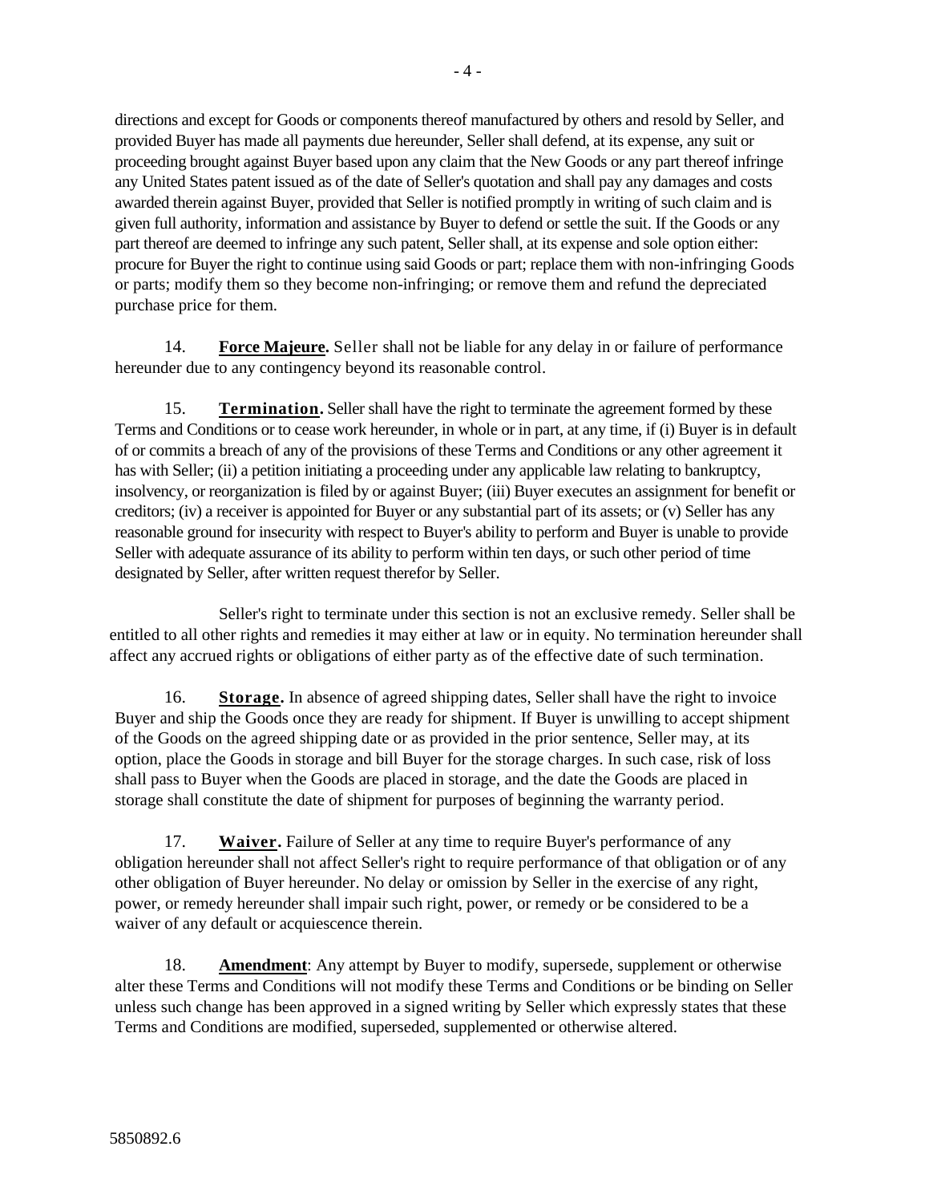directions and except for Goods or components thereof manufactured by others and resold by Seller, and provided Buyer has made all payments due hereunder, Seller shall defend, at its expense, any suit or proceeding brought against Buyer based upon any claim that the New Goods or any part thereof infringe any United States patent issued as of the date of Seller's quotation and shall pay any damages and costs awarded therein against Buyer, provided that Seller is notified promptly in writing of such claim and is given full authority, information and assistance by Buyer to defend or settle the suit. If the Goods or any part thereof are deemed to infringe any such patent, Seller shall, at its expense and sole option either: procure for Buyer the right to continue using said Goods or part; replace them with non-infringing Goods or parts; modify them so they become non-infringing; or remove them and refund the depreciated purchase price for them.

14. **Force Majeure.** Seller shall not be liable for any delay in or failure of performance hereunder due to any contingency beyond its reasonable control.

15. **Termination.** Seller shall have the right to terminate the agreement formed by these Terms and Conditions or to cease work hereunder, in whole or in part, at any time, if (i) Buyer is in default of or commits a breach of any of the provisions of these Terms and Conditions or any other agreement it has with Seller; (ii) a petition initiating a proceeding under any applicable law relating to bankruptcy, insolvency, or reorganization is filed by or against Buyer; (iii) Buyer executes an assignment for benefit or creditors; (iv) a receiver is appointed for Buyer or any substantial part of its assets; or (v) Seller has any reasonable ground for insecurity with respect to Buyer's ability to perform and Buyer is unable to provide Seller with adequate assurance of its ability to perform within ten days, or such other period of time designated by Seller, after written request therefor by Seller.

Seller's right to terminate under this section is not an exclusive remedy. Seller shall be entitled to all other rights and remedies it may either at law or in equity. No termination hereunder shall affect any accrued rights or obligations of either party as of the effective date of such termination.

16. **Storage.** In absence of agreed shipping dates, Seller shall have the right to invoice Buyer and ship the Goods once they are ready for shipment. If Buyer is unwilling to accept shipment of the Goods on the agreed shipping date or as provided in the prior sentence, Seller may, at its option, place the Goods in storage and bill Buyer for the storage charges. In such case, risk of loss shall pass to Buyer when the Goods are placed in storage, and the date the Goods are placed in storage shall constitute the date of shipment for purposes of beginning the warranty period.

17. **Waiver.** Failure of Seller at any time to require Buyer's performance of any obligation hereunder shall not affect Seller's right to require performance of that obligation or of any other obligation of Buyer hereunder. No delay or omission by Seller in the exercise of any right, power, or remedy hereunder shall impair such right, power, or remedy or be considered to be a waiver of any default or acquiescence therein.

18. **Amendment**: Any attempt by Buyer to modify, supersede, supplement or otherwise alter these Terms and Conditions will not modify these Terms and Conditions or be binding on Seller unless such change has been approved in a signed writing by Seller which expressly states that these Terms and Conditions are modified, superseded, supplemented or otherwise altered.

5850892.6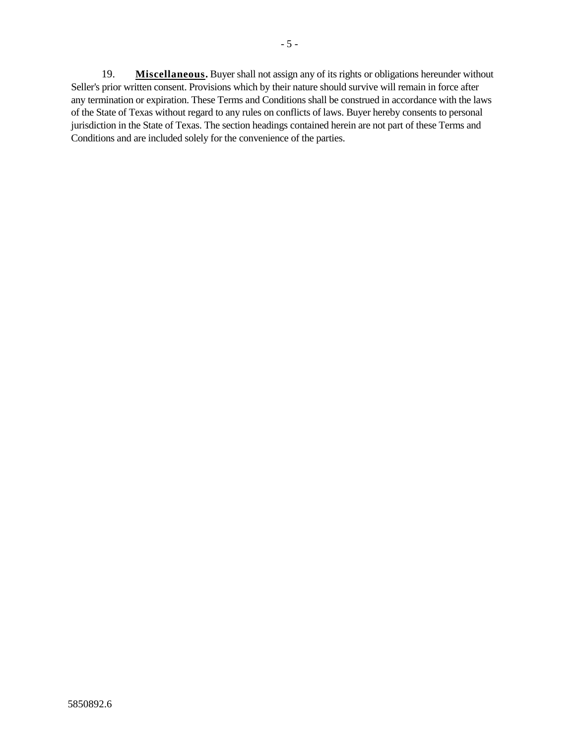19. **Miscellaneous.** Buyer shall not assign any of its rights or obligations hereunder without Seller's prior written consent. Provisions which by their nature should survive will remain in force after any termination or expiration. These Terms and Conditions shall be construed in accordance with the laws of the State of Texas without regard to any rules on conflicts of laws. Buyer hereby consents to personal jurisdiction in the State of Texas. The section headings contained herein are not part of these Terms and Conditions and are included solely for the convenience of the parties.

5850892.6